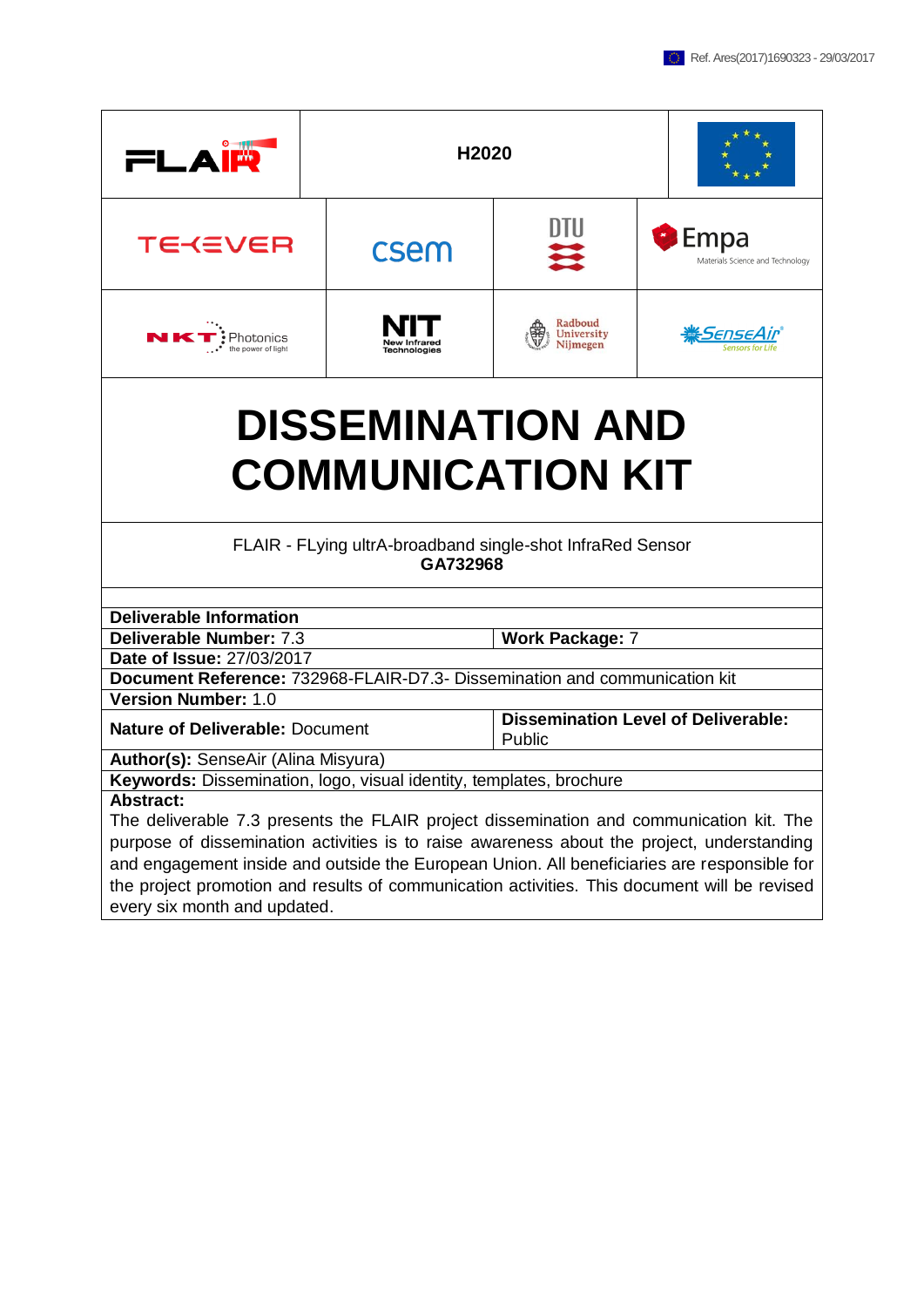Ref. Ares(2017)1690323 - 29/03/2017

| FLAIR | H2020 | |
|---|---|---|

| TEKEVER | csem | DTU | Empa Materials Science and Technology |
|---|---|---|---|
| NKT Photonics the power of light | NIT New Infrared Technologies | Radboud University Nijmegen | SenseAir Sensors for Life |

# DISSEMINATION AND COMMUNICATION KIT

FLAIR - FLying ultrA-broadband single-shot InfraRed Sensor
**GA732968**

| **Deliverable Information** | |
|---|---|
| **Deliverable Number:** 7.3 | **Work Package:** 7 |
| **Date of Issue:** 27/03/2017 | |
| **Document Reference:** 732968-FLAIR-D7.3- Dissemination and communication kit | |
| **Version Number:** 1.0 | |
| **Nature of Deliverable:** Document | **Dissemination Level of Deliverable:** Public |
| **Author(s):** SenseAir (Alina Misyura) | |
| **Keywords:** Dissemination, logo, visual identity, templates, brochure | |

**Abstract:**
The deliverable 7.3 presents the FLAIR project dissemination and communication kit. The purpose of dissemination activities is to raise awareness about the project, understanding and engagement inside and outside the European Union. All beneficiaries are responsible for the project promotion and results of communication activities. This document will be revised every six month and updated.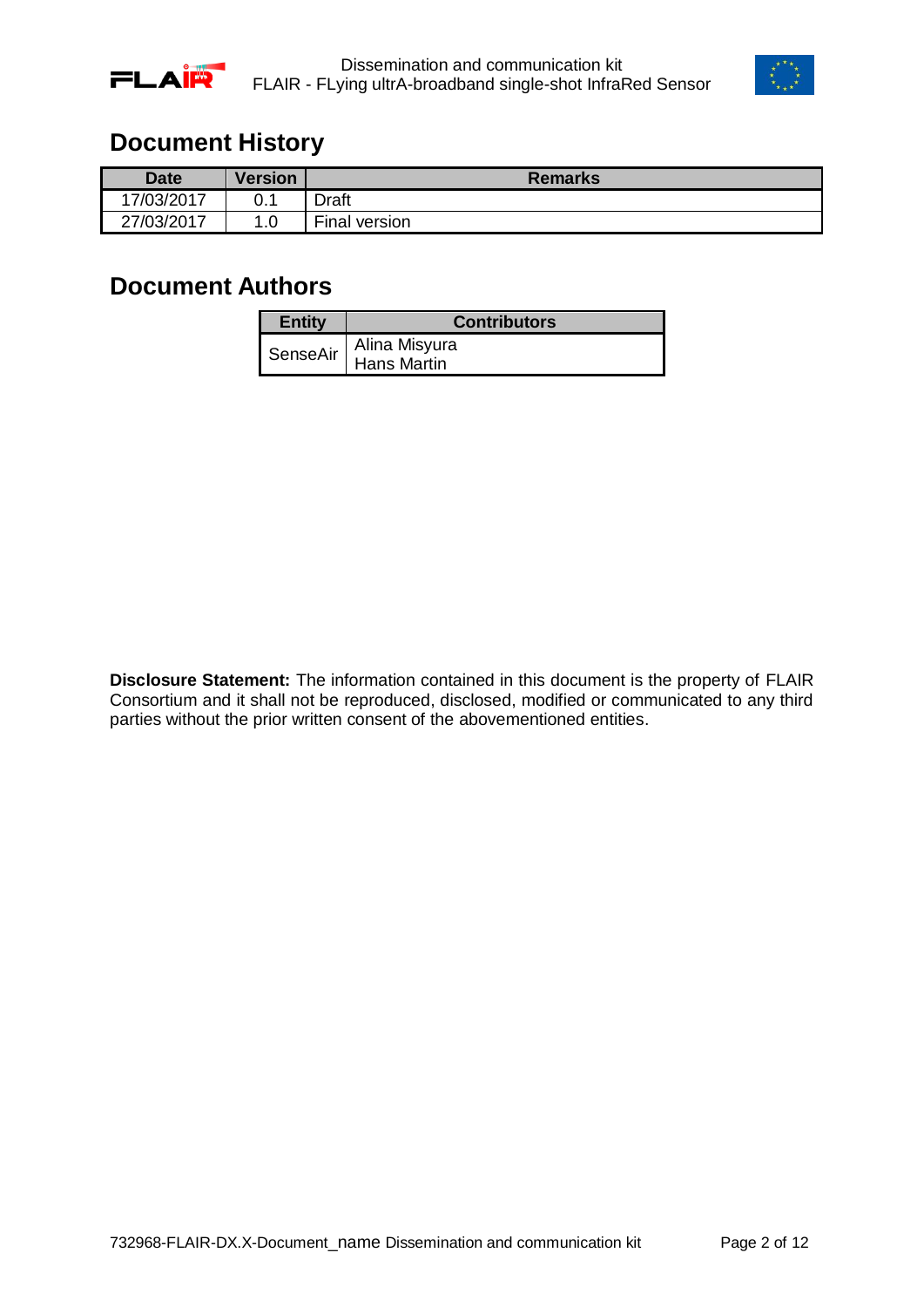## Document History

| Date | Version | Remarks |
|---|---|---|
| 17/03/2017 | 0.1 | Draft |
| 27/03/2017 | 1.0 | Final version |

## Document Authors

| Entity | Contributors |
|---|---|
| SenseAir | Alina Misyura<br>Hans Martin |

**Disclosure Statement:** The information contained in this document is the property of FLAIR Consortium and it shall not be reproduced, disclosed, modified or communicated to any third parties without the prior written consent of the abovementioned entities.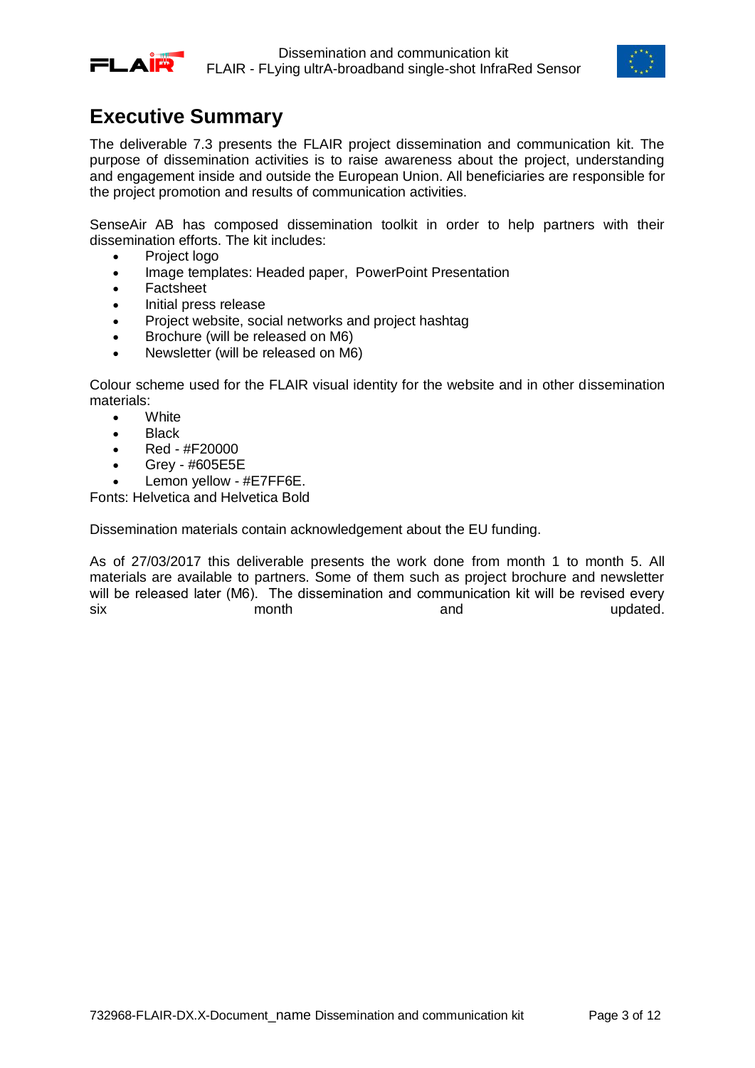# Executive Summary

The deliverable 7.3 presents the FLAIR project dissemination and communication kit. The purpose of dissemination activities is to raise awareness about the project, understanding and engagement inside and outside the European Union. All beneficiaries are responsible for the project promotion and results of communication activities.

SenseAir AB has composed dissemination toolkit in order to help partners with their dissemination efforts. The kit includes:

- Project logo
- Image templates: Headed paper, PowerPoint Presentation
- Factsheet
- Initial press release
- Project website, social networks and project hashtag
- Brochure (will be released on M6)
- Newsletter (will be released on M6)

Colour scheme used for the FLAIR visual identity for the website and in other dissemination materials:

- White
- Black
- Red - #F20000
- Grey - #605E5E
- Lemon yellow - #E7FF6E.

Fonts: Helvetica and Helvetica Bold

Dissemination materials contain acknowledgement about the EU funding.

As of 27/03/2017 this deliverable presents the work done from month 1 to month 5. All materials are available to partners. Some of them such as project brochure and newsletter will be released later (M6). The dissemination and communication kit will be revised every six month and updated.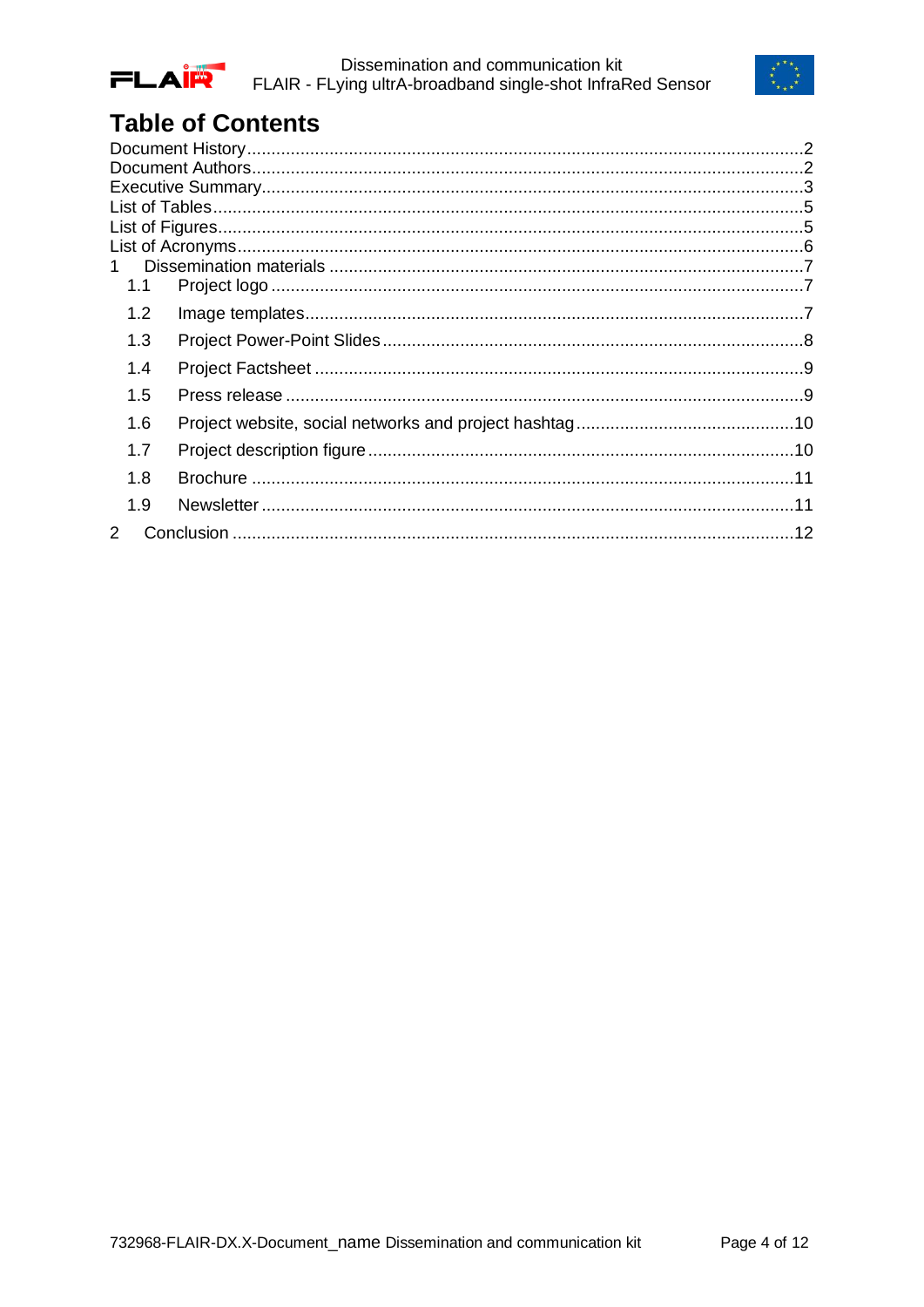# Table of Contents

Document History ........................................................................................................2
Document Authors.........................................................................................................2
Executive Summary.......................................................................................................3
List of Tables.................................................................................................................5
List of Figures................................................................................................................5
List of Acronyms............................................................................................................6
1 Dissemination materials ..........................................................................................7
  1.1 Project logo ......................................................................................................7
  1.2 Image templates...............................................................................................7
  1.3 Project Power-Point Slides ...............................................................................8
  1.4 Project Factsheet .............................................................................................9
  1.5 Press release ...................................................................................................9
  1.6 Project website, social networks and project hashtag ......................................10
  1.7 Project description figure ................................................................................10
  1.8 Brochure ........................................................................................................11
  1.9 Newsletter ......................................................................................................11
2 Conclusion ............................................................................................................12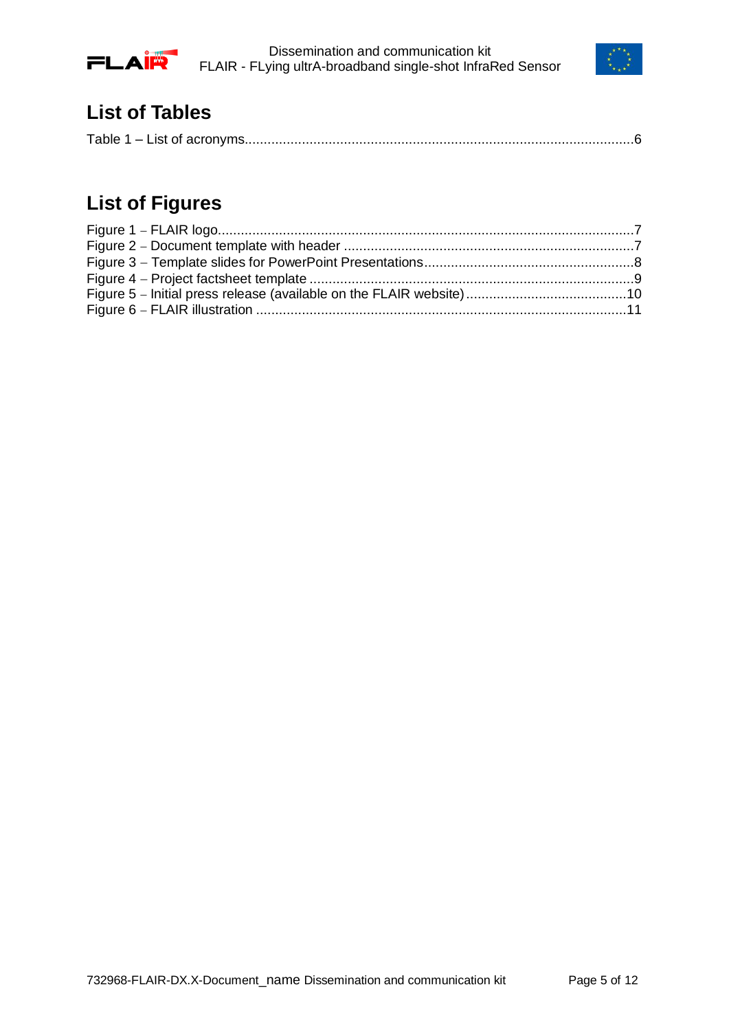# List of Tables

Table 1 – List of acronyms......................................................................................................6

# List of Figures

Figure 1 – FLAIR logo............................................................................................................7
Figure 2 – Document template with header ............................................................................7
Figure 3 – Template slides for PowerPoint Presentations........................................................8
Figure 4 – Project factsheet template .....................................................................................9
Figure 5 – Initial press release (available on the FLAIR website)...........................................10
Figure 6 – FLAIR illustration .................................................................................................11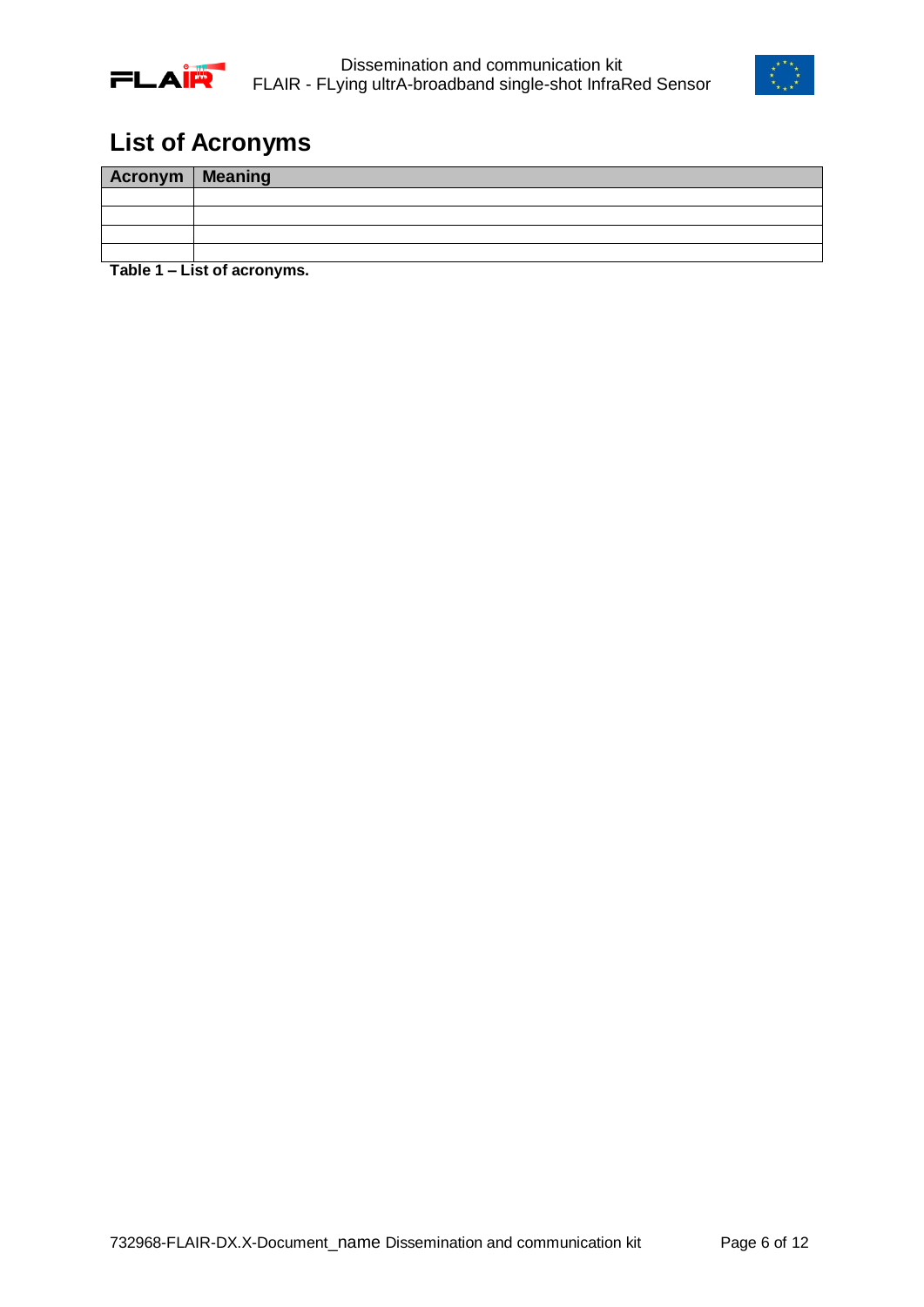# List of Acronyms

| Acronym | Meaning |
|---|---|
| | |
| | |
| | |
| | |

**Table 1 – List of acronyms.**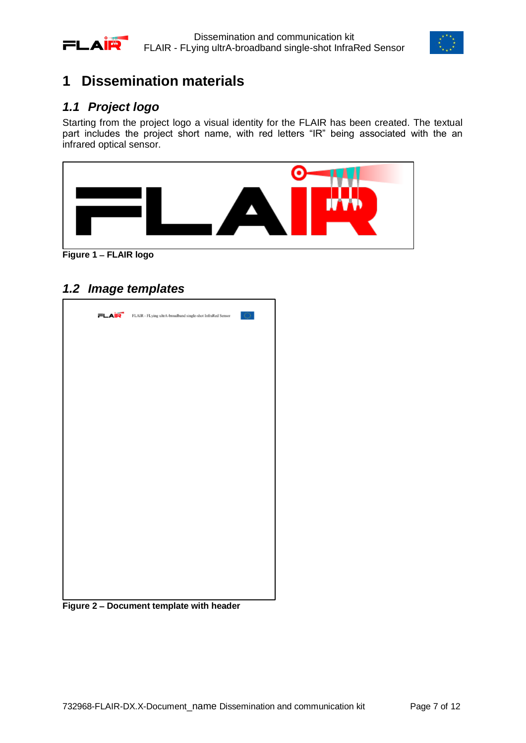# 1 Dissemination materials

## *1.1 Project logo*

Starting from the project logo a visual identity for the FLAIR has been created. The textual part includes the project short name, with red letters "IR" being associated with the an infrared optical sensor.

**Figure 1 – FLAIR logo**

## *1.2 Image templates*

**Figure 2 – Document template with header**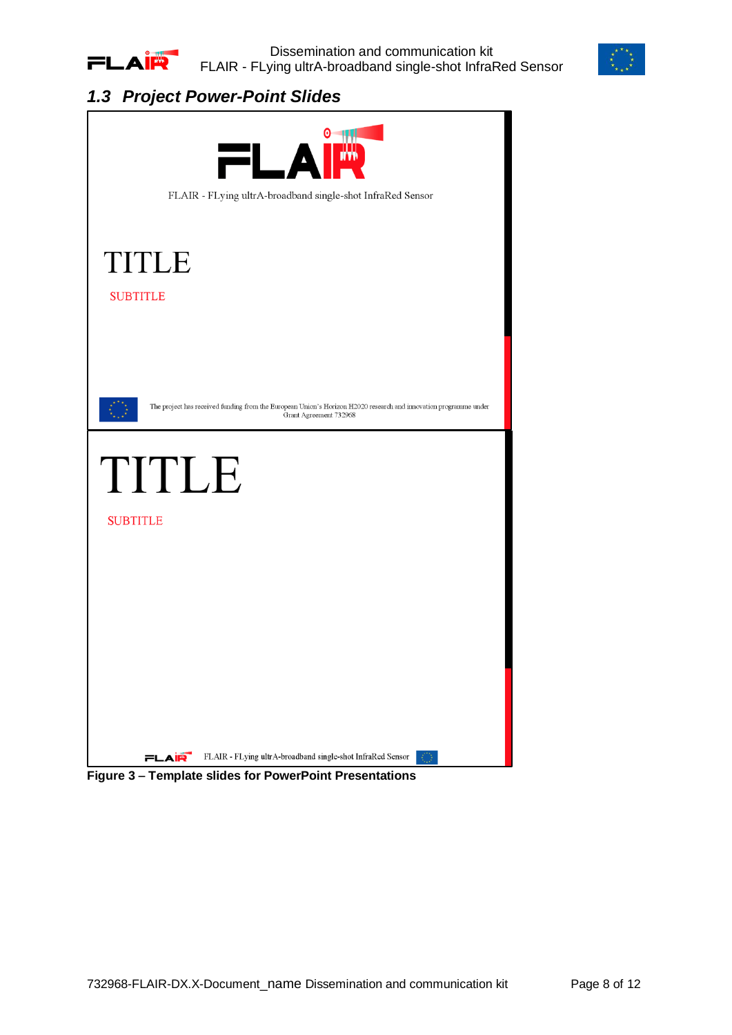## 1.3 Project Power-Point Slides

FLAIR - FLying ultrA-broadband single-shot InfraRed Sensor

TITLE

SUBTITLE

The project has received funding from the European Union's Horizon H2020 research and innovation programme under Grant Agreement 732968

TITLE

SUBTITLE

FLAIR - FLying ultrA-broadband single-shot InfraRed Sensor

**Figure 3 – Template slides for PowerPoint Presentations**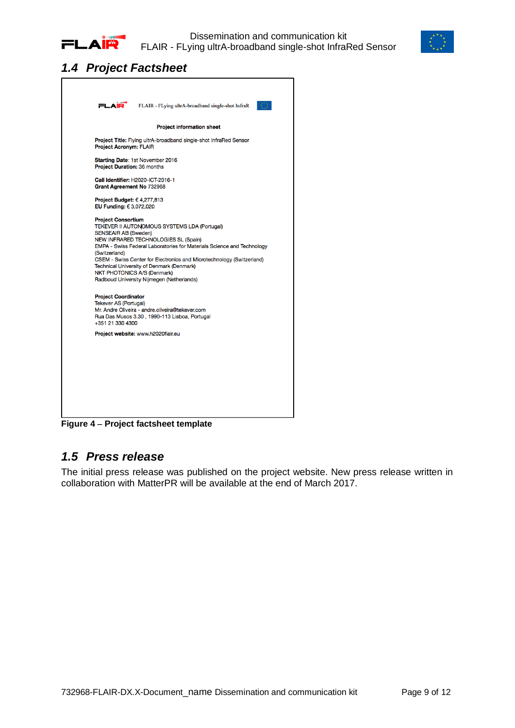## 1.4 Project Factsheet

FLAIR - FLying ultrA-broadband single-shot InfraR

**Project information sheet**

**Project Title:** Flying ultrA-broadband single-shot InfraRed Sensor
**Project Acronym:** FLAIR

**Starting Date**: 1st November 2016
**Project Duration:** 36 months

**Call Identifier:** H2020-ICT-2016-1
**Grant Agreement No** 732968

**Project Budget:** € 4,277,813
**EU Funding:** € 3,072,020

**Project Consortium**
TEKEVER II AUTONOMOUS SYSTEMS LDA (Portugal)
SENSEAIR AB (Sweden)
NEW INFRARED TECHNOLOGIES SL (Spain)
EMPA - Swiss Federal Laboratories for Materials Science and Technology (Switzerland)
CSEM - Swiss Center for Electronics and Microtechnology (Switzerland)
Technical University of Denmark (Denmark)
NKT PHOTONICS A/S (Denmark)
Radboud University Nijmegen (Netherlands)

**Project Coordinator**
Tekever AS (Portugal)
Mr. Andre Oliveira - andre.oliveira@tekever.com
Rua Das Musos 3.30 , 1990-113 Lisboa, Portugal
+351 21 330 4300

**Project website:** www.h2020flair.eu

**Figure 4 – Project factsheet template**

## 1.5 Press release

The initial press release was published on the project website. New press release written in collaboration with MatterPR will be available at the end of March 2017.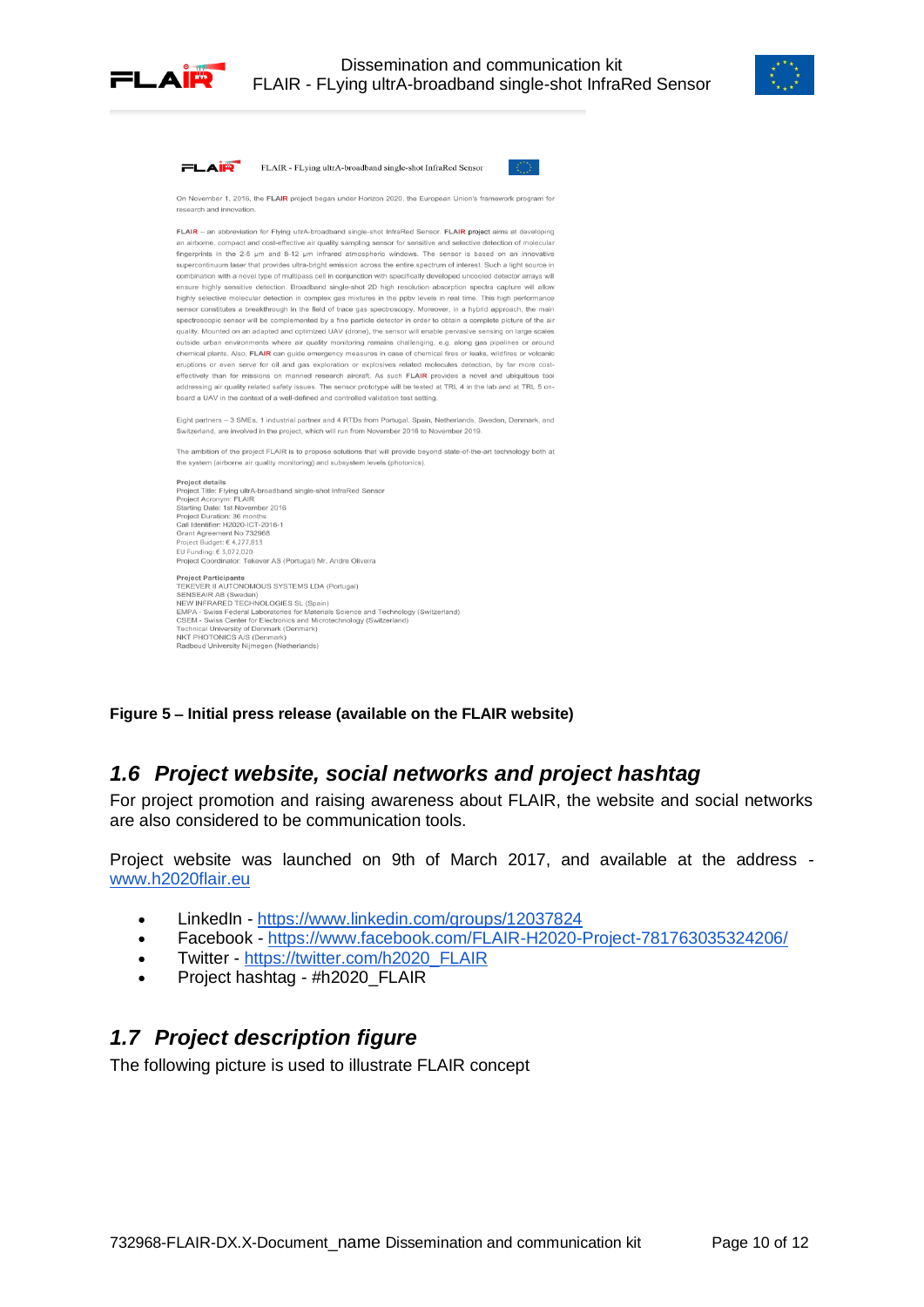FLAIR - FLying ultrA-broadband single-shot InfraRed Sensor

On November 1, 2016, the **FLAIR** project began under Horizon 2020, the European Union's framework program for research and innovation.

**FLAIR** – an abbreviation for Flying ultrA-broadband single-shot InfraRed Sensor. **FLAIR project** aims at developing an airborne, compact and cost-effective air quality sampling sensor for sensitive and selective detection of molecular fingerprints in the 2-5 µm and 8-12 µm infrared atmospheric windows. The sensor is based on an innovative supercontinuum laser that provides ultra-bright emission across the entire spectrum of interest. Such a light source in combination with a novel type of multipass cell in conjunction with specifically developed uncooled detector arrays will ensure highly sensitive detection. Broadband single-shot 2D high resolution absorption spectra capture will allow highly selective molecular detection in complex gas mixtures in the ppbv levels in real time. This high performance sensor constitutes a breakthrough in the field of trace gas spectroscopy. Moreover, in a hybrid approach, the main spectroscopic sensor will be complemented by a fine particle detector in order to obtain a complete picture of the air quality. Mounted on an adapted and optimized UAV (drone), the sensor will enable pervasive sensing on large scales outside urban environments where air quality monitoring remains challenging, e.g. along gas pipelines or around chemical plants. Also, **FLAIR** can guide emergency measures in case of chemical fires or leaks, wildfires or volcanic eruptions or even serve for oil and gas exploration or explosives related molecules detection, by far more cost-effectively than for missions on manned research aircraft. As such **FLAIR** provides a novel and ubiquitous tool addressing air quality related safety issues. The sensor prototype will be tested at TRL 4 in the lab and at TRL 5 on-board a UAV in the context of a well-defined and controlled validation test setting.

Eight partners – 3 SMEs, 1 industrial partner and 4 RTDs from Portugal, Spain, Netherlands, Sweden, Denmark, and Switzerland, are involved in the project, which will run from November 2016 to November 2019.

The ambition of the project FLAIR is to propose solutions that will provide beyond state-of-the-art technology both at the system (airborne air quality monitoring) and subsystem levels (photonics).

**Project details**
Project Title: Flying ultrA-broadband single-shot InfraRed Sensor
Project Acronym: FLAIR
Starting Date: 1st November 2016
Project Duration: 36 months
Call Identifier: H2020-ICT-2016-1
Grant Agreement No 732968
Project Budget: € 4,277,813
EU Funding: € 3,072,020
Project Coordinator: Tekever AS (Portugal) Mr. Andre Oliveira

**Project Participants**
TEKEVER II AUTONOMOUS SYSTEMS LDA (Portugal)
SENSEAIR AB (Sweden)
NEW INFRARED TECHNOLOGIES SL (Spain)
EMPA - Swiss Federal Laboratories for Materials Science and Technology (Switzerland)
CSEM - Swiss Center for Electronics and Microtechnology (Switzerland)
Technical University of Denmark (Denmark)
NKT PHOTONICS A/S (Denmark)
Radboud University Nijmegen (Netherlands)

**Figure 5 – Initial press release (available on the FLAIR website)**

## *1.6 Project website, social networks and project hashtag*

For project promotion and raising awareness about FLAIR, the website and social networks are also considered to be communication tools.

Project website was launched on 9th of March 2017, and available at the address - www.h2020flair.eu

- LinkedIn - https://www.linkedin.com/groups/12037824
- Facebook - https://www.facebook.com/FLAIR-H2020-Project-781763035324206/
- Twitter - https://twitter.com/h2020_FLAIR
- Project hashtag - #h2020_FLAIR

## *1.7 Project description figure*

The following picture is used to illustrate FLAIR concept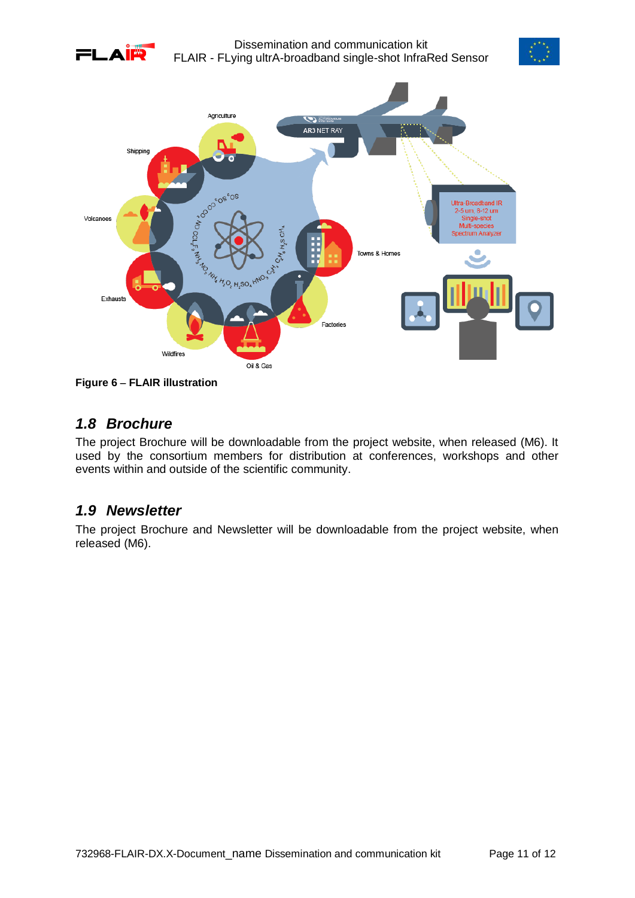**Figure 6 – FLAIR illustration**

## *1.8 Brochure*

The project Brochure will be downloadable from the project website, when released (M6). It used by the consortium members for distribution at conferences, workshops and other events within and outside of the scientific community.

## *1.9 Newsletter*

The project Brochure and Newsletter will be downloadable from the project website, when released (M6).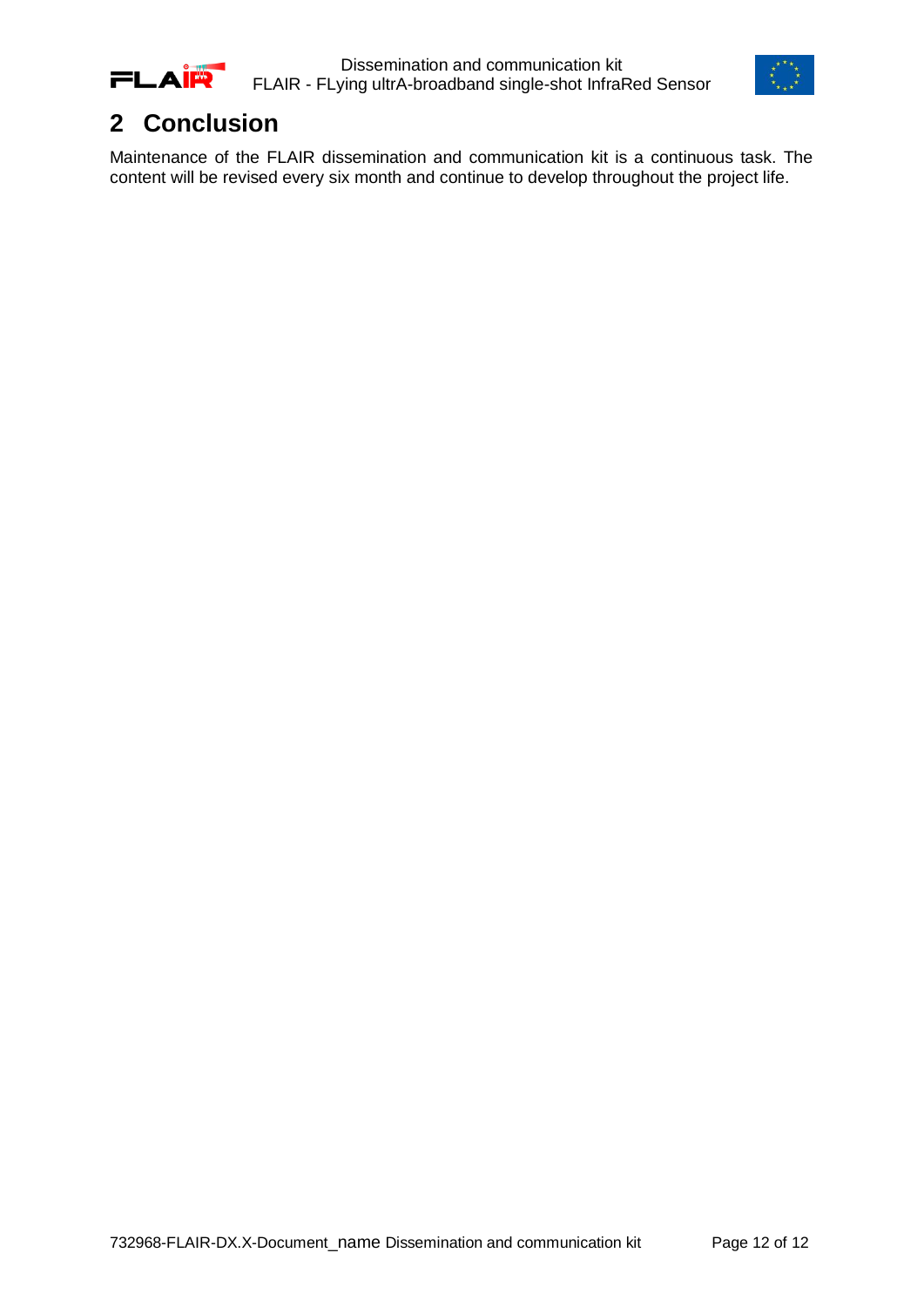# 2 Conclusion

Maintenance of the FLAIR dissemination and communication kit is a continuous task. The content will be revised every six month and continue to develop throughout the project life.